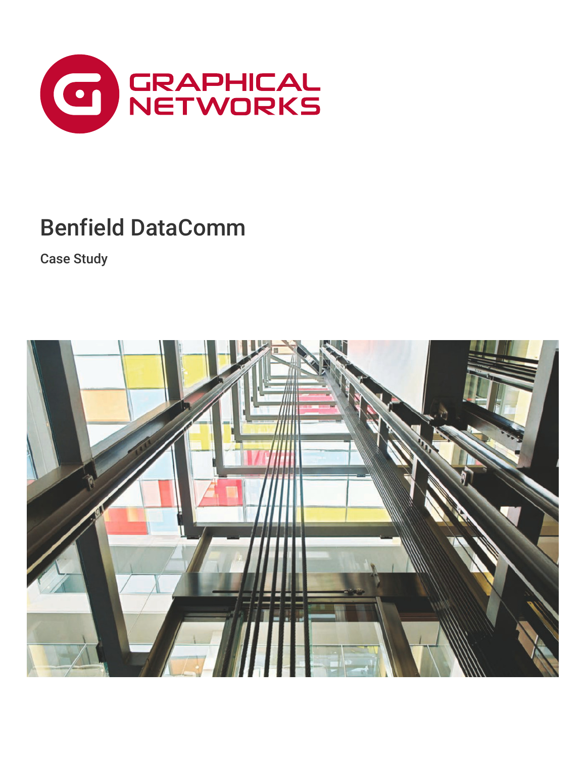GRAPHICAL NETWORKS

# Benfield DataComm

Case Study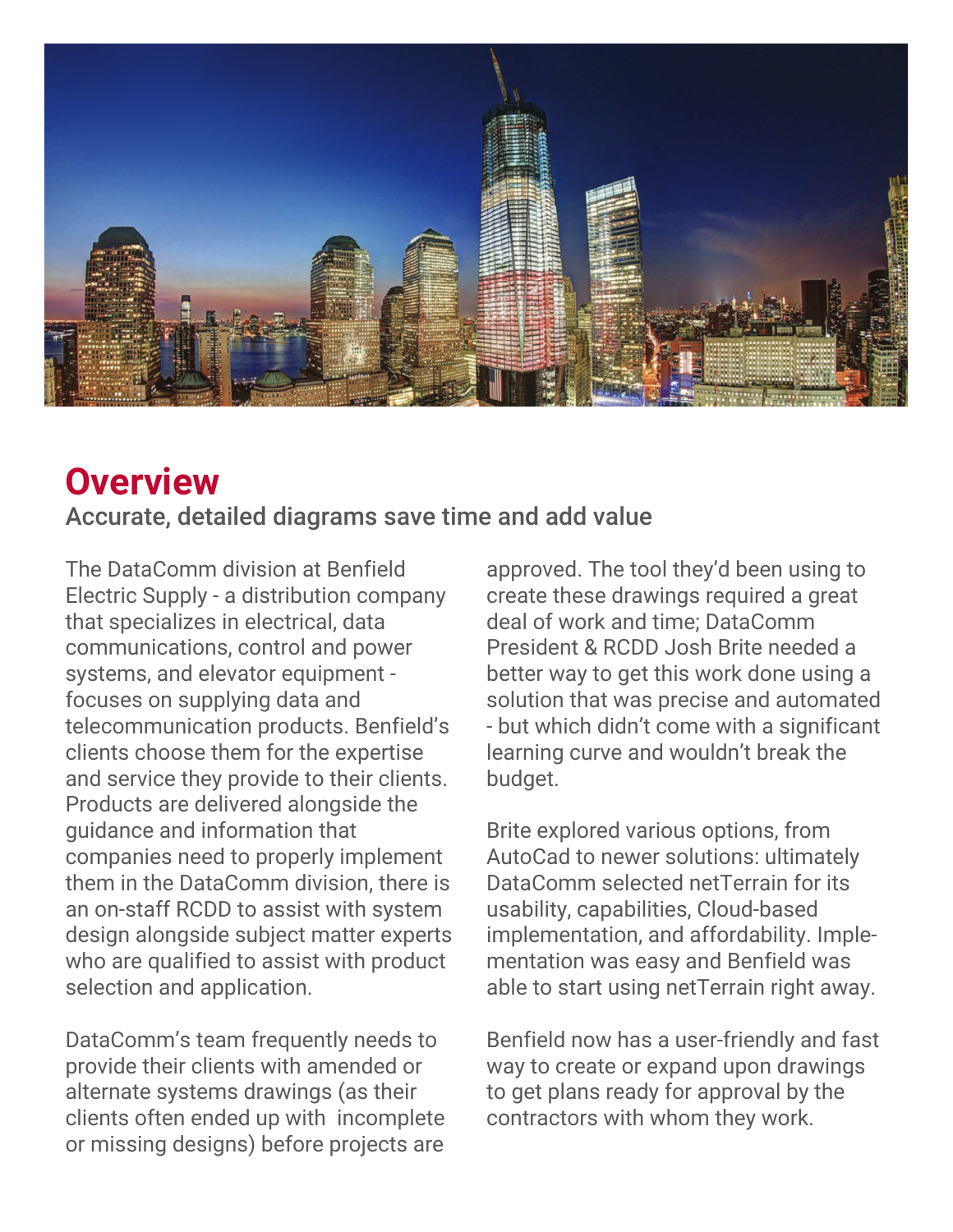# Overview

## Accurate, detailed diagrams save time and add value

The DataComm division at Benfield Electric Supply - a distribution company that specializes in electrical, data communications, control and power systems, and elevator equipment - focuses on supplying data and telecommunication products. Benfield's clients choose them for the expertise and service they provide to their clients. Products are delivered alongside the guidance and information that companies need to properly implement them in the DataComm division, there is an on-staff RCDD to assist with system design alongside subject matter experts who are qualified to assist with product selection and application.

DataComm's team frequently needs to provide their clients with amended or alternate systems drawings (as their clients often ended up with incomplete or missing designs) before projects are approved. The tool they'd been using to create these drawings required a great deal of work and time; DataComm President & RCDD Josh Brite needed a better way to get this work done using a solution that was precise and automated - but which didn't come with a significant learning curve and wouldn't break the budget.

Brite explored various options, from AutoCad to newer solutions: ultimately DataComm selected netTerrain for its usability, capabilities, Cloud-based implementation, and affordability. Implementation was easy and Benfield was able to start using netTerrain right away.

Benfield now has a user-friendly and fast way to create or expand upon drawings to get plans ready for approval by the contractors with whom they work.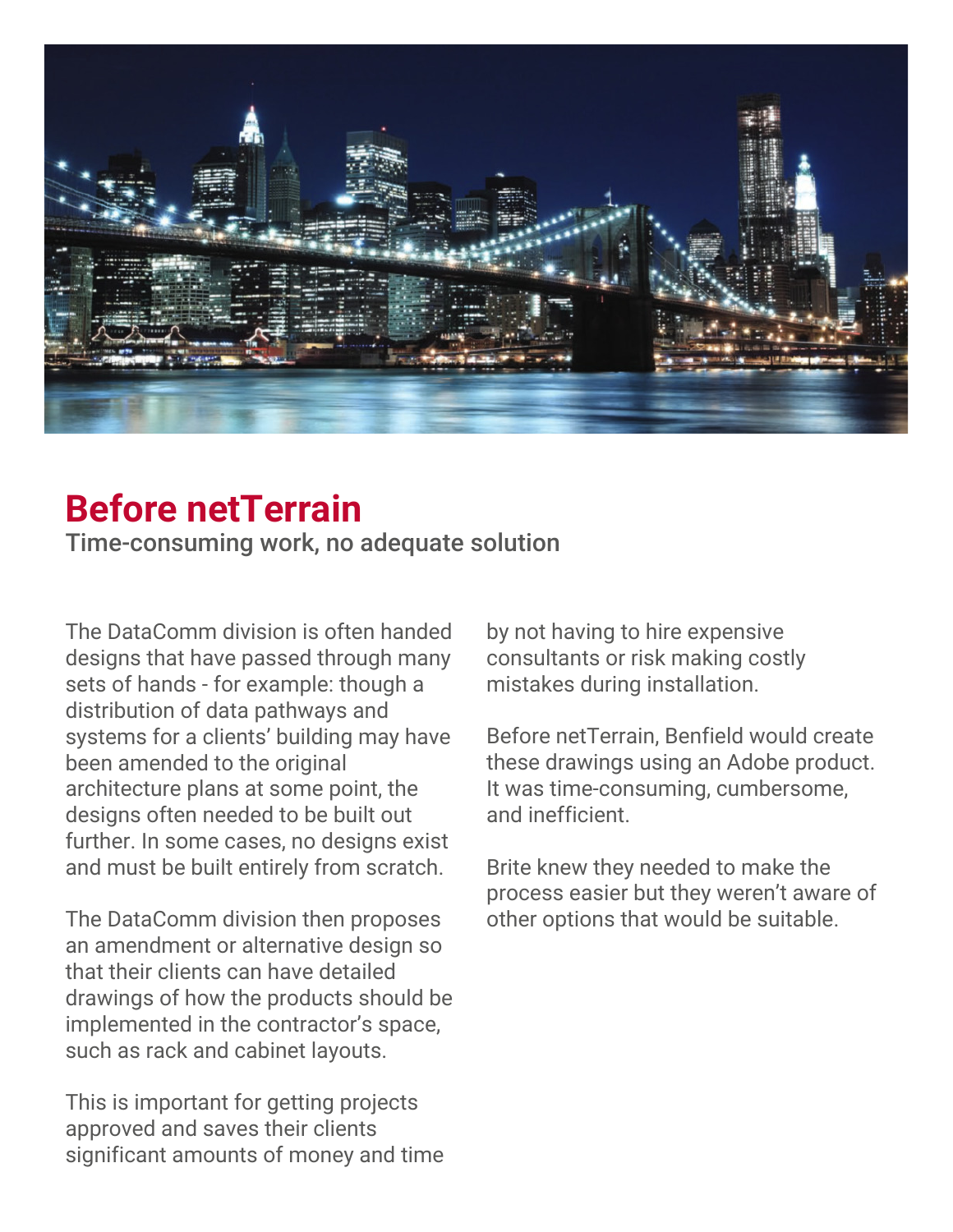# Before netTerrain

Time-consuming work, no adequate solution

The DataComm division is often handed designs that have passed through many sets of hands - for example: though a distribution of data pathways and systems for a clients' building may have been amended to the original architecture plans at some point, the designs often needed to be built out further. In some cases, no designs exist and must be built entirely from scratch.

The DataComm division then proposes an amendment or alternative design so that their clients can have detailed drawings of how the products should be implemented in the contractor's space, such as rack and cabinet layouts.

This is important for getting projects approved and saves their clients significant amounts of money and time by not having to hire expensive consultants or risk making costly mistakes during installation.

Before netTerrain, Benfield would create these drawings using an Adobe product. It was time-consuming, cumbersome, and inefficient.

Brite knew they needed to make the process easier but they weren't aware of other options that would be suitable.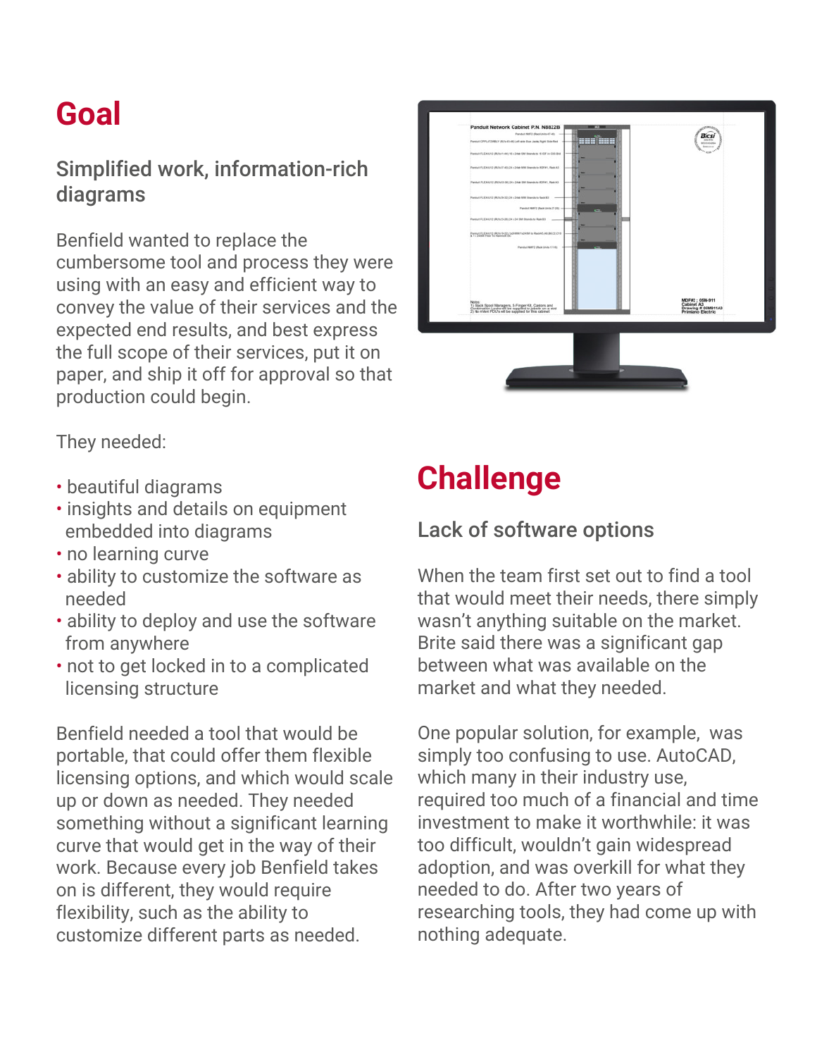# Goal

## Simplified work, information-rich diagrams

Benfield wanted to replace the cumbersome tool and process they were using with an easy and efficient way to convey the value of their services and the expected end results, and best express the full scope of their services, put it on paper, and ship it off for approval so that production could begin.

They needed:

- beautiful diagrams
- insights and details on equipment embedded into diagrams
- no learning curve
- ability to customize the software as needed
- ability to deploy and use the software from anywhere
- not to get locked in to a complicated licensing structure

Benfield needed a tool that would be portable, that could offer them flexible licensing options, and which would scale up or down as needed. They needed something without a significant learning curve that would get in the way of their work. Because every job Benfield takes on is different, they would require flexibility, such as the ability to customize different parts as needed.

# Challenge

## Lack of software options

When the team first set out to find a tool that would meet their needs, there simply wasn't anything suitable on the market. Brite said there was a significant gap between what was available on the market and what they needed.

One popular solution, for example, was simply too confusing to use. AutoCAD, which many in their industry use, required too much of a financial and time investment to make it worthwhile: it was too difficult, wouldn't gain widespread adoption, and was overkill for what they needed to do. After two years of researching tools, they had come up with nothing adequate.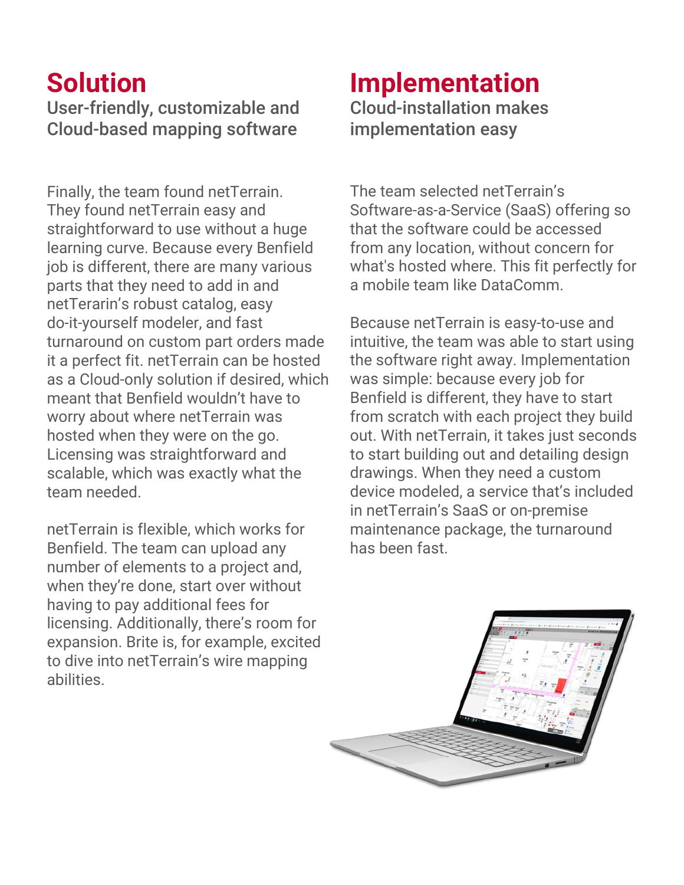# Solution

## User-friendly, customizable and Cloud-based mapping software

Finally, the team found netTerrain. They found netTerrain easy and straightforward to use without a huge learning curve. Because every Benfield job is different, there are many various parts that they need to add in and netTerarin's robust catalog, easy do-it-yourself modeler, and fast turnaround on custom part orders made it a perfect fit. netTerrain can be hosted as a Cloud-only solution if desired, which meant that Benfield wouldn't have to worry about where netTerrain was hosted when they were on the go. Licensing was straightforward and scalable, which was exactly what the team needed.

netTerrain is flexible, which works for Benfield. The team can upload any number of elements to a project and, when they're done, start over without having to pay additional fees for licensing. Additionally, there's room for expansion. Brite is, for example, excited to dive into netTerrain's wire mapping abilities.

# Implementation

## Cloud-installation makes implementation easy

The team selected netTerrain's Software-as-a-Service (SaaS) offering so that the software could be accessed from any location, without concern for what's hosted where. This fit perfectly for a mobile team like DataComm.

Because netTerrain is easy-to-use and intuitive, the team was able to start using the software right away. Implementation was simple: because every job for Benfield is different, they have to start from scratch with each project they build out. With netTerrain, it takes just seconds to start building out and detailing design drawings. When they need a custom device modeled, a service that's included in netTerrain's SaaS or on-premise maintenance package, the turnaround has been fast.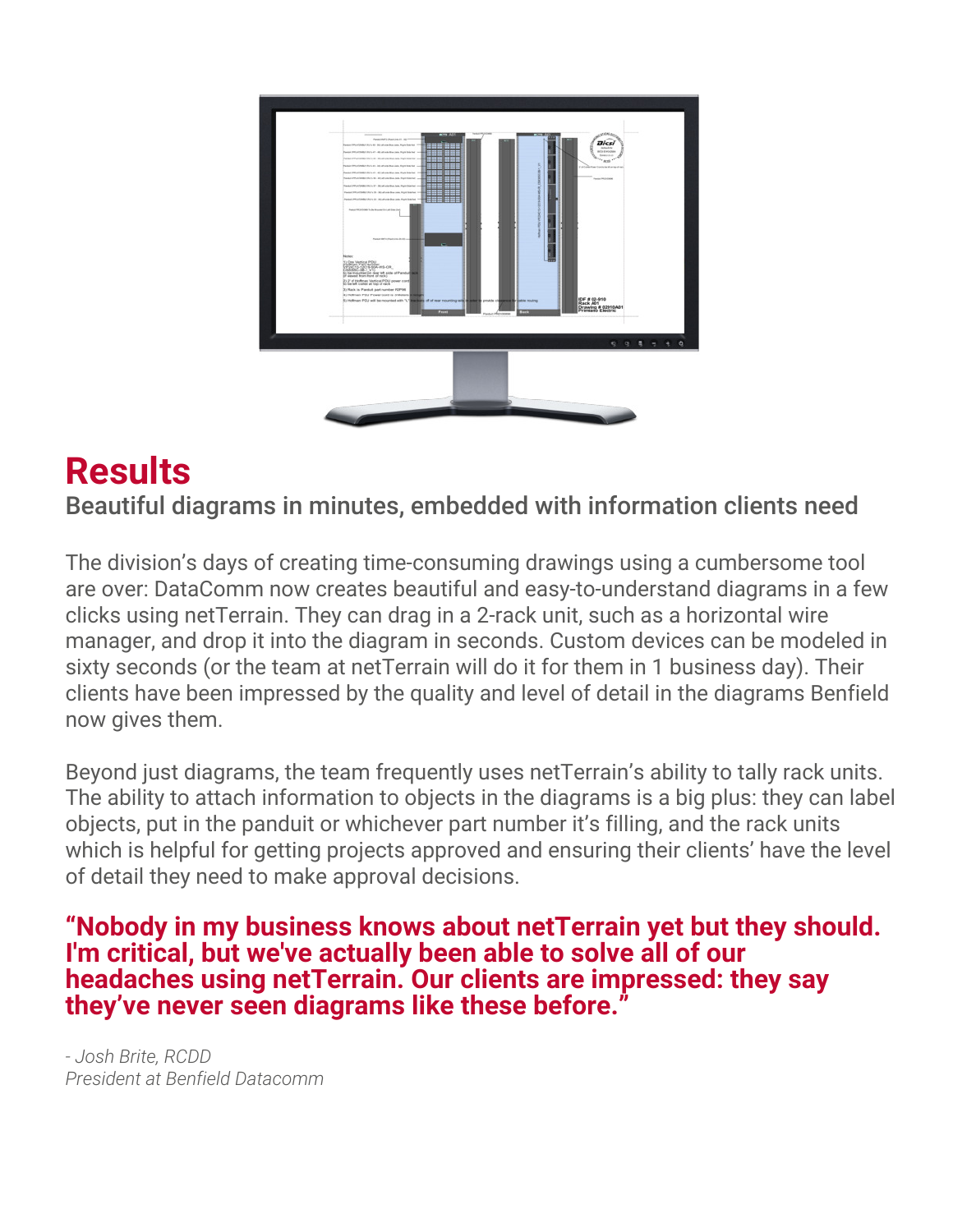# Results

## Beautiful diagrams in minutes, embedded with information clients need

The division's days of creating time-consuming drawings using a cumbersome tool are over: DataComm now creates beautiful and easy-to-understand diagrams in a few clicks using netTerrain. They can drag in a 2-rack unit, such as a horizontal wire manager, and drop it into the diagram in seconds. Custom devices can be modeled in sixty seconds (or the team at netTerrain will do it for them in 1 business day). Their clients have been impressed by the quality and level of detail in the diagrams Benfield now gives them.

Beyond just diagrams, the team frequently uses netTerrain's ability to tally rack units. The ability to attach information to objects in the diagrams is a big plus: they can label objects, put in the panduit or whichever part number it's filling, and the rack units which is helpful for getting projects approved and ensuring their clients' have the level of detail they need to make approval decisions.

**"Nobody in my business knows about netTerrain yet but they should. I'm critical, but we've actually been able to solve all of our headaches using netTerrain. Our clients are impressed: they say they've never seen diagrams like these before."**

*- Josh Brite, RCDD*
*President at Benfield Datacomm*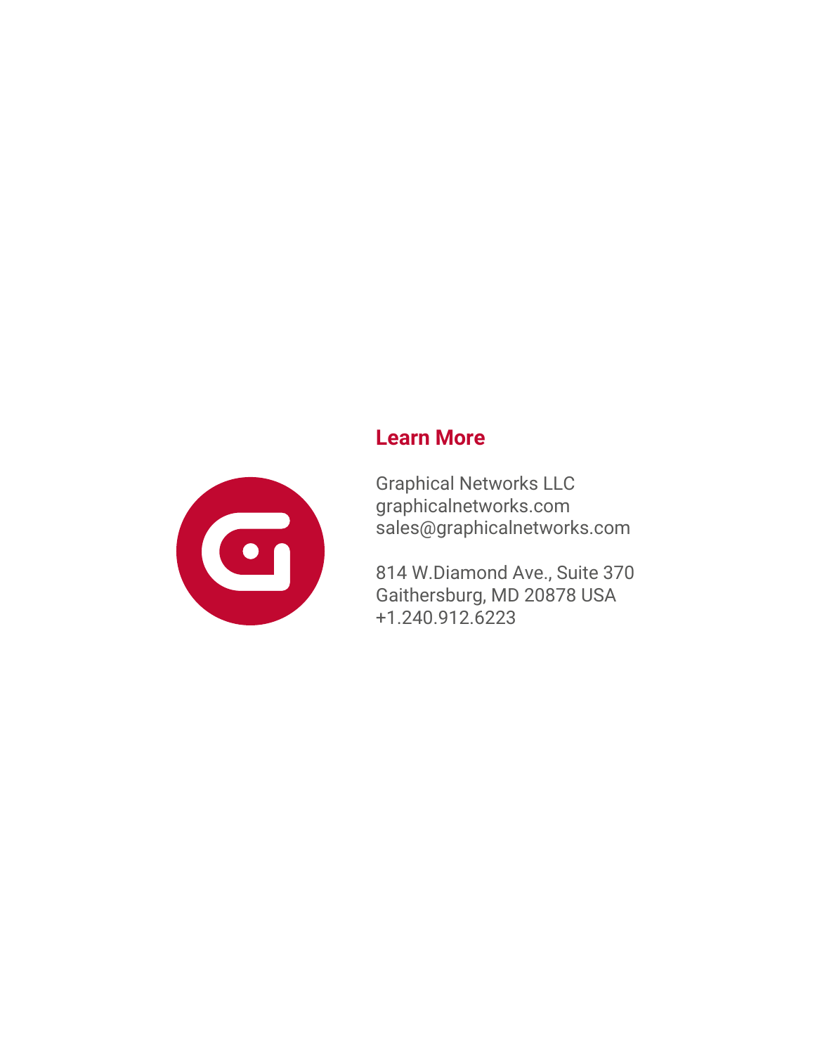## Learn More

Graphical Networks LLC
graphicalnetworks.com
sales@graphicalnetworks.com

814 W.Diamond Ave., Suite 370
Gaithersburg, MD 20878 USA
+1.240.912.6223